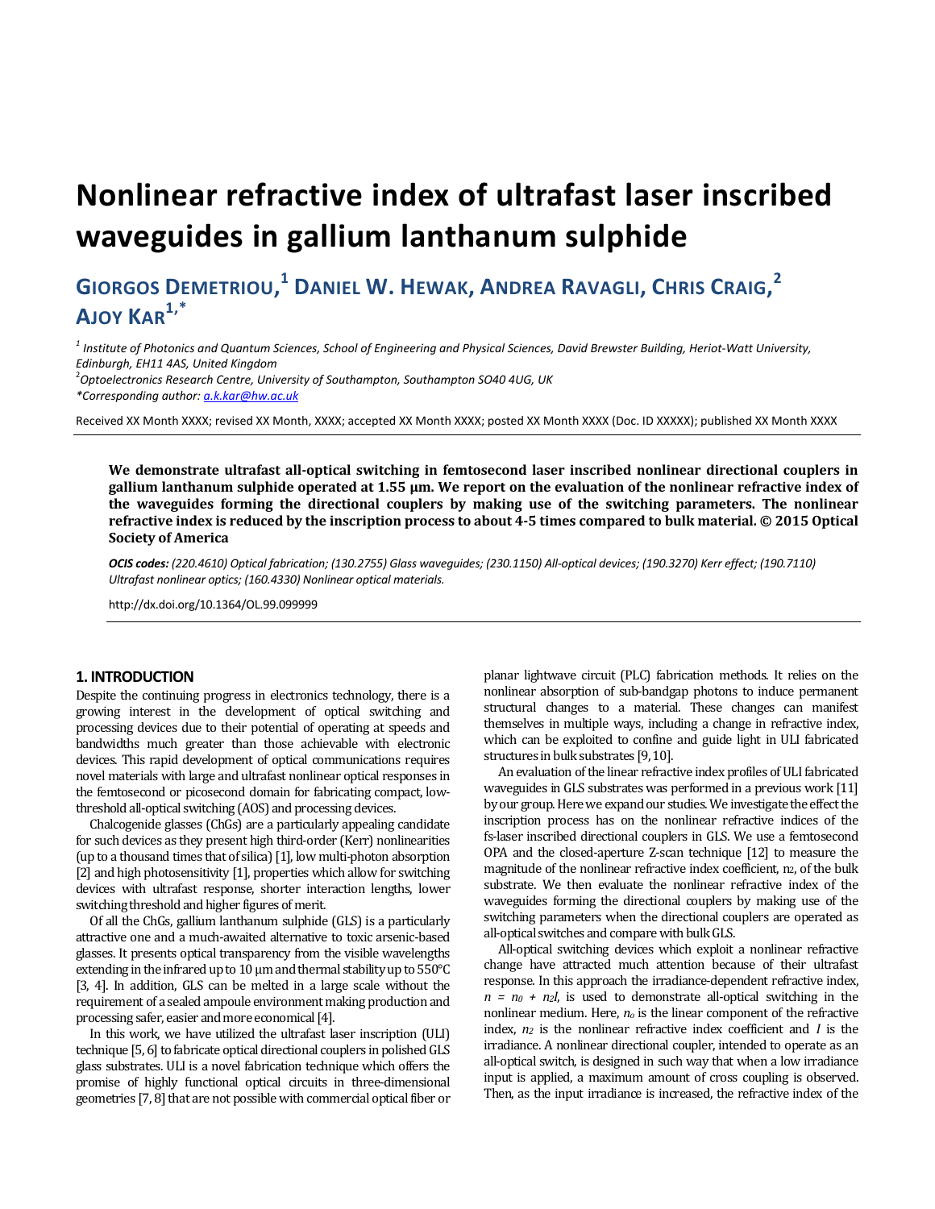# Nonlinear refractive index of ultrafast laser inscribed waveguides in gallium lanthanum sulphide

**GIORGOS DEMETRIOU,[1] DANIEL W. HEWAK, ANDREA RAVAGLI, CHRIS CRAIG,[2] AJOY KAR[1,*]**

*[1] Institute of Photonics and Quantum Sciences, School of Engineering and Physical Sciences, David Brewster Building, Heriot-Watt University, Edinburgh, EH11 4AS, United Kingdom*
*[2] Optoelectronics Research Centre, University of Southampton, Southampton SO40 4UG, UK*
*\*Corresponding author: a.k.kar@hw.ac.uk*

Received XX Month XXXX; revised XX Month, XXXX; accepted XX Month XXXX; posted XX Month XXXX (Doc. ID XXXXX); published XX Month XXXX

**We demonstrate ultrafast all-optical switching in femtosecond laser inscribed nonlinear directional couplers in gallium lanthanum sulphide operated at 1.55 µm. We report on the evaluation of the nonlinear refractive index of the waveguides forming the directional couplers by making use of the switching parameters. The nonlinear refractive index is reduced by the inscription process to about 4-5 times compared to bulk material. © 2015 Optical Society of America**

***OCIS codes:** (220.4610) Optical fabrication; (130.2755) Glass waveguides; (230.1150) All-optical devices; (190.3270) Kerr effect; (190.7110) Ultrafast nonlinear optics; (160.4330) Nonlinear optical materials.*

http://dx.doi.org/10.1364/OL.99.099999

## 1. INTRODUCTION

Despite the continuing progress in electronics technology, there is a growing interest in the development of optical switching and processing devices due to their potential of operating at speeds and bandwidths much greater than those achievable with electronic devices. This rapid development of optical communications requires novel materials with large and ultrafast nonlinear optical responses in the femtosecond or picosecond domain for fabricating compact, low-threshold all-optical switching (AOS) and processing devices.

Chalcogenide glasses (ChGs) are a particularly appealing candidate for such devices as they present high third-order (Kerr) nonlinearities (up to a thousand times that of silica) [1], low multi-photon absorption [2] and high photosensitivity [1], properties which allow for switching devices with ultrafast response, shorter interaction lengths, lower switching threshold and higher figures of merit.

Of all the ChGs, gallium lanthanum sulphide (GLS) is a particularly attractive one and a much-awaited alternative to toxic arsenic-based glasses. It presents optical transparency from the visible wavelengths extending in the infrared up to 10 µm and thermal stability up to 550°C [3, 4]. In addition, GLS can be melted in a large scale without the requirement of a sealed ampoule environment making production and processing safer, easier and more economical [4].

In this work, we have utilized the ultrafast laser inscription (ULI) technique [5, 6] to fabricate optical directional couplers in polished GLS glass substrates. ULI is a novel fabrication technique which offers the promise of highly functional optical circuits in three-dimensional geometries [7, 8] that are not possible with commercial optical fiber or planar lightwave circuit (PLC) fabrication methods. It relies on the nonlinear absorption of sub-bandgap photons to induce permanent structural changes to a material. These changes can manifest themselves in multiple ways, including a change in refractive index, which can be exploited to confine and guide light in ULI fabricated structures in bulk substrates [9, 10].

An evaluation of the linear refractive index profiles of ULI fabricated waveguides in GLS substrates was performed in a previous work [11] by our group. Here we expand our studies. We investigate the effect the inscription process has on the nonlinear refractive indices of the fs-laser inscribed directional couplers in GLS. We use a femtosecond OPA and the closed-aperture Z-scan technique [12] to measure the magnitude of the nonlinear refractive index coefficient, $n_2$, of the bulk substrate. We then evaluate the nonlinear refractive index of the waveguides forming the directional couplers by making use of the switching parameters when the directional couplers are operated as all-optical switches and compare with bulk GLS.

All-optical switching devices which exploit a nonlinear refractive change have attracted much attention because of their ultrafast response. In this approach the irradiance-dependent refractive index, $n = n_0 + n_2 I$, is used to demonstrate all-optical switching in the nonlinear medium. Here, $n_0$ is the linear component of the refractive index, $n_2$ is the nonlinear refractive index coefficient and $I$ is the irradiance. A nonlinear directional coupler, intended to operate as an all-optical switch, is designed in such way that when a low irradiance input is applied, a maximum amount of cross coupling is observed. Then, as the input irradiance is increased, the refractive index of the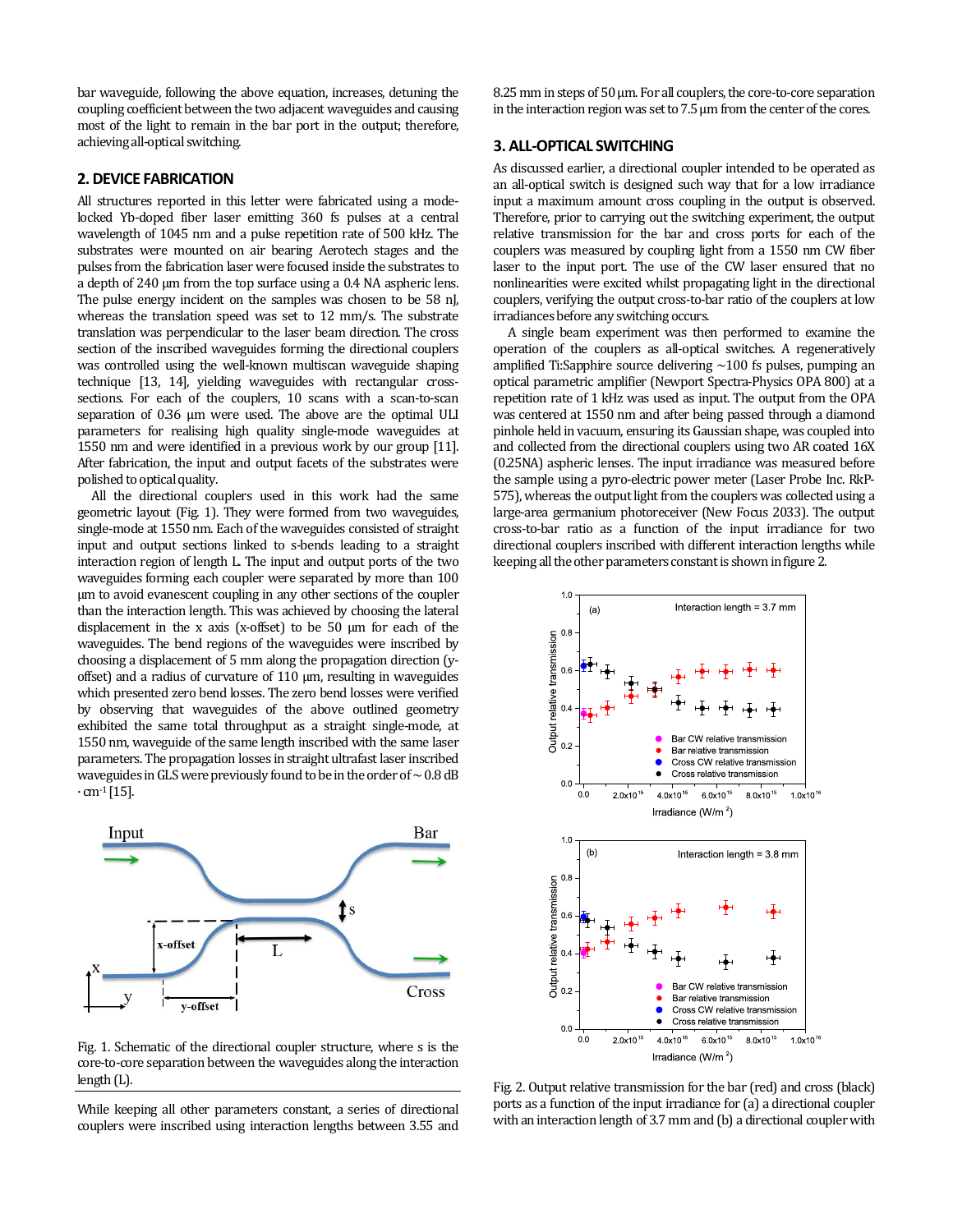bar waveguide, following the above equation, increases, detuning the coupling coefficient between the two adjacent waveguides and causing most of the light to remain in the bar port in the output; therefore, achieving all-optical switching.

## 2. DEVICE FABRICATION

All structures reported in this letter were fabricated using a mode-locked Yb-doped fiber laser emitting 360 fs pulses at a central wavelength of 1045 nm and a pulse repetition rate of 500 kHz. The substrates were mounted on air bearing Aerotech stages and the pulses from the fabrication laser were focused inside the substrates to a depth of 240 µm from the top surface using a 0.4 NA aspheric lens. The pulse energy incident on the samples was chosen to be 58 nJ, whereas the translation speed was set to 12 mm/s. The substrate translation was perpendicular to the laser beam direction. The cross section of the inscribed waveguides forming the directional couplers was controlled using the well-known multiscan waveguide shaping technique [13, 14], yielding waveguides with rectangular cross-sections. For each of the couplers, 10 scans with a scan-to-scan separation of 0.36 µm were used. The above are the optimal ULI parameters for realising high quality single-mode waveguides at 1550 nm and were identified in a previous work by our group [11]. After fabrication, the input and output facets of the substrates were polished to optical quality.

All the directional couplers used in this work had the same geometric layout (Fig. 1). They were formed from two waveguides, single-mode at 1550 nm. Each of the waveguides consisted of straight input and output sections linked to s-bends leading to a straight interaction region of length L. The input and output ports of the two waveguides forming each coupler were separated by more than 100 µm to avoid evanescent coupling in any other sections of the coupler than the interaction length. This was achieved by choosing the lateral displacement in the x axis (x-offset) to be 50 µm for each of the waveguides. The bend regions of the waveguides were inscribed by choosing a displacement of 5 mm along the propagation direction (y-offset) and a radius of curvature of 110 µm, resulting in waveguides which presented zero bend losses. The zero bend losses were verified by observing that waveguides of the above outlined geometry exhibited the same total throughput as a straight single-mode, at 1550 nm, waveguide of the same length inscribed with the same laser parameters. The propagation losses in straight ultrafast laser inscribed waveguides in GLS were previously found to be in the order of ~ 0.8 dB · cm$^{-1}$ [15].

Fig. 1. Schematic of the directional coupler structure, where s is the core-to-core separation between the waveguides along the interaction length (L).

While keeping all other parameters constant, a series of directional couplers were inscribed using interaction lengths between 3.55 and 8.25 mm in steps of 50 µm. For all couplers, the core-to-core separation in the interaction region was set to 7.5 µm from the center of the cores.

## 3. ALL-OPTICAL SWITCHING

As discussed earlier, a directional coupler intended to be operated as an all-optical switch is designed such way that for a low irradiance input a maximum amount cross coupling in the output is observed. Therefore, prior to carrying out the switching experiment, the output relative transmission for the bar and cross ports for each of the couplers was measured by coupling light from a 1550 nm CW fiber laser to the input port. The use of the CW laser ensured that no nonlinearities were excited whilst propagating light in the directional couplers, verifying the output cross-to-bar ratio of the couplers at low irradiances before any switching occurs.

A single beam experiment was then performed to examine the operation of the couplers as all-optical switches. A regeneratively amplified Ti:Sapphire source delivering ~100 fs pulses, pumping an optical parametric amplifier (Newport Spectra-Physics OPA 800) at a repetition rate of 1 kHz was used as input. The output from the OPA was centered at 1550 nm and after being passed through a diamond pinhole held in vacuum, ensuring its Gaussian shape, was coupled into and collected from the directional couplers using two AR coated 16X (0.25NA) aspheric lenses. The input irradiance was measured before the sample using a pyro-electric power meter (Laser Probe Inc. RkP-575), whereas the output light from the couplers was collected using a large-area germanium photoreceiver (New Focus 2033). The output cross-to-bar ratio as a function of the input irradiance for two directional couplers inscribed with different interaction lengths while keeping all the other parameters constant is shown in figure 2.

Fig. 2. Output relative transmission for the bar (red) and cross (black) ports as a function of the input irradiance for (a) a directional coupler with an interaction length of 3.7 mm and (b) a directional coupler with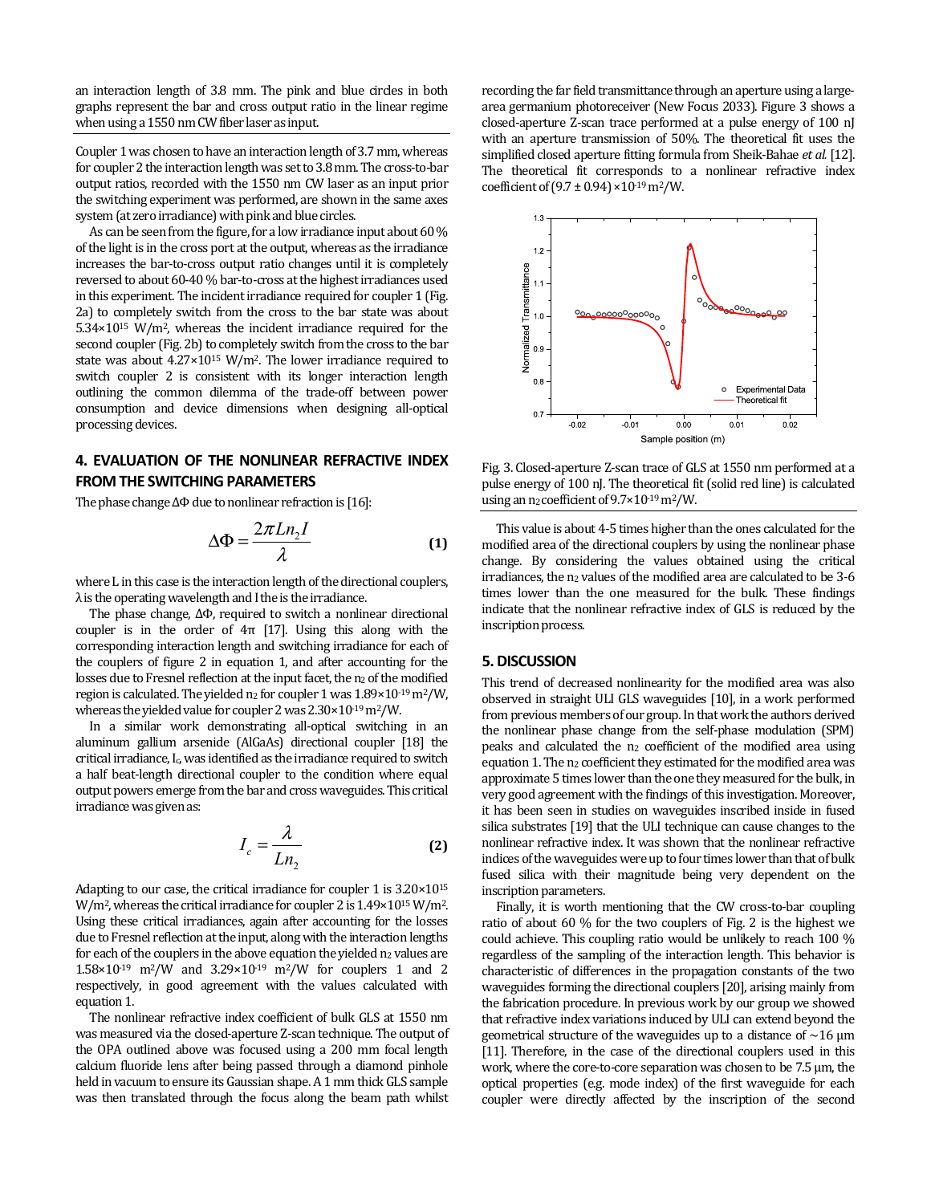an interaction length of 3.8 mm. The pink and blue circles in both graphs represent the bar and cross output ratio in the linear regime when using a 1550 nm CW fiber laser as input.

Coupler 1 was chosen to have an interaction length of 3.7 mm, whereas for coupler 2 the interaction length was set to 3.8 mm. The cross-to-bar output ratios, recorded with the 1550 nm CW laser as an input prior the switching experiment was performed, are shown in the same axes system (at zero irradiance) with pink and blue circles.

As can be seen from the figure, for a low irradiance input about 60 % of the light is in the cross port at the output, whereas as the irradiance increases the bar-to-cross output ratio changes until it is completely reversed to about 60-40 % bar-to-cross at the highest irradiances used in this experiment. The incident irradiance required for coupler 1 (Fig. 2a) to completely switch from the cross to the bar state was about $5.34\times10^{15}$ W/m$^2$, whereas the incident irradiance required for the second coupler (Fig. 2b) to completely switch from the cross to the bar state was about $4.27\times10^{15}$ W/m$^2$. The lower irradiance required to switch coupler 2 is consistent with its longer interaction length outlining the common dilemma of the trade-off between power consumption and device dimensions when designing all-optical processing devices.

## 4. EVALUATION OF THE NONLINEAR REFRACTIVE INDEX FROM THE SWITCHING PARAMETERS

The phase change $\Delta\Phi$ due to nonlinear refraction is [16]:

$$\Delta\Phi = \frac{2\pi L n_2 I}{\lambda} \quad (1)$$

where L in this case is the interaction length of the directional couplers, $\lambda$ is the operating wavelength and I the is the irradiance.

The phase change, $\Delta\Phi$, required to switch a nonlinear directional coupler is in the order of $4\pi$ [17]. Using this along with the corresponding interaction length and switching irradiance for each of the couplers of figure 2 in equation 1, and after accounting for the losses due to Fresnel reflection at the input facet, the $n_2$ of the modified region is calculated. The yielded $n_2$ for coupler 1 was $1.89\times10^{-19}$ m$^2$/W, whereas the yielded value for coupler 2 was $2.30\times10^{-19}$ m$^2$/W.

In a similar work demonstrating all-optical switching in an aluminum gallium arsenide (AlGaAs) directional coupler [18] the critical irradiance, $I_c$, was identified as the irradiance required to switch a half beat-length directional coupler to the condition where equal output powers emerge from the bar and cross waveguides. This critical irradiance was given as:

$$I_c = \frac{\lambda}{L n_2} \quad (2)$$

Adapting to our case, the critical irradiance for coupler 1 is $3.20\times10^{15}$ W/m$^2$, whereas the critical irradiance for coupler 2 is $1.49\times10^{15}$ W/m$^2$. Using these critical irradiances, again after accounting for the losses due to Fresnel reflection at the input, along with the interaction lengths for each of the couplers in the above equation the yielded $n_2$ values are $1.58\times10^{-19}$ m$^2$/W and $3.29\times10^{-19}$ m$^2$/W for couplers 1 and 2 respectively, in good agreement with the values calculated with equation 1.

The nonlinear refractive index coefficient of bulk GLS at 1550 nm was measured via the closed-aperture Z-scan technique. The output of the OPA outlined above was focused using a 200 mm focal length calcium fluoride lens after being passed through a diamond pinhole held in vacuum to ensure its Gaussian shape. A 1 mm thick GLS sample was then translated through the focus along the beam path whilst recording the far field transmittance through an aperture using a large-area germanium photoreceiver (New Focus 2033). Figure 3 shows a closed-aperture Z-scan trace performed at a pulse energy of 100 nJ with an aperture transmission of 50%. The theoretical fit uses the simplified closed aperture fitting formula from Sheik-Bahae *et al.* [12]. The theoretical fit corresponds to a nonlinear refractive index coefficient of $(9.7 \pm 0.94)\times10^{-19}$ m$^2$/W.

Fig. 3. Closed-aperture Z-scan trace of GLS at 1550 nm performed at a pulse energy of 100 nJ. The theoretical fit (solid red line) is calculated using an $n_2$ coefficient of $9.7\times10^{-19}$ m$^2$/W.

This value is about 4-5 times higher than the ones calculated for the modified area of the directional couplers by using the nonlinear phase change. By considering the values obtained using the critical irradiances, the $n_2$ values of the modified area are calculated to be 3-6 times lower than the one measured for the bulk. These findings indicate that the nonlinear refractive index of GLS is reduced by the inscription process.

## 5. DISCUSSION

This trend of decreased nonlinearity for the modified area was also observed in straight ULI GLS waveguides [10], in a work performed from previous members of our group. In that work the authors derived the nonlinear phase change from the self-phase modulation (SPM) peaks and calculated the $n_2$ coefficient of the modified area using equation 1. The $n_2$ coefficient they estimated for the modified area was approximate 5 times lower than the one they measured for the bulk, in very good agreement with the findings of this investigation. Moreover, it has been seen in studies on waveguides inscribed inside in fused silica substrates [19] that the ULI technique can cause changes to the nonlinear refractive index. It was shown that the nonlinear refractive indices of the waveguides were up to four times lower than that of bulk fused silica with their magnitude being very dependent on the inscription parameters.

Finally, it is worth mentioning that the CW cross-to-bar coupling ratio of about 60 % for the two couplers of Fig. 2 is the highest we could achieve. This coupling ratio would be unlikely to reach 100 % regardless of the sampling of the interaction length. This behavior is characteristic of differences in the propagation constants of the two waveguides forming the directional couplers [20], arising mainly from the fabrication procedure. In previous work by our group we showed that refractive index variations induced by ULI can extend beyond the geometrical structure of the waveguides up to a distance of ~16 μm [11]. Therefore, in the case of the directional couplers used in this work, where the core-to-core separation was chosen to be 7.5 μm, the optical properties (e.g. mode index) of the first waveguide for each coupler were directly affected by the inscription of the second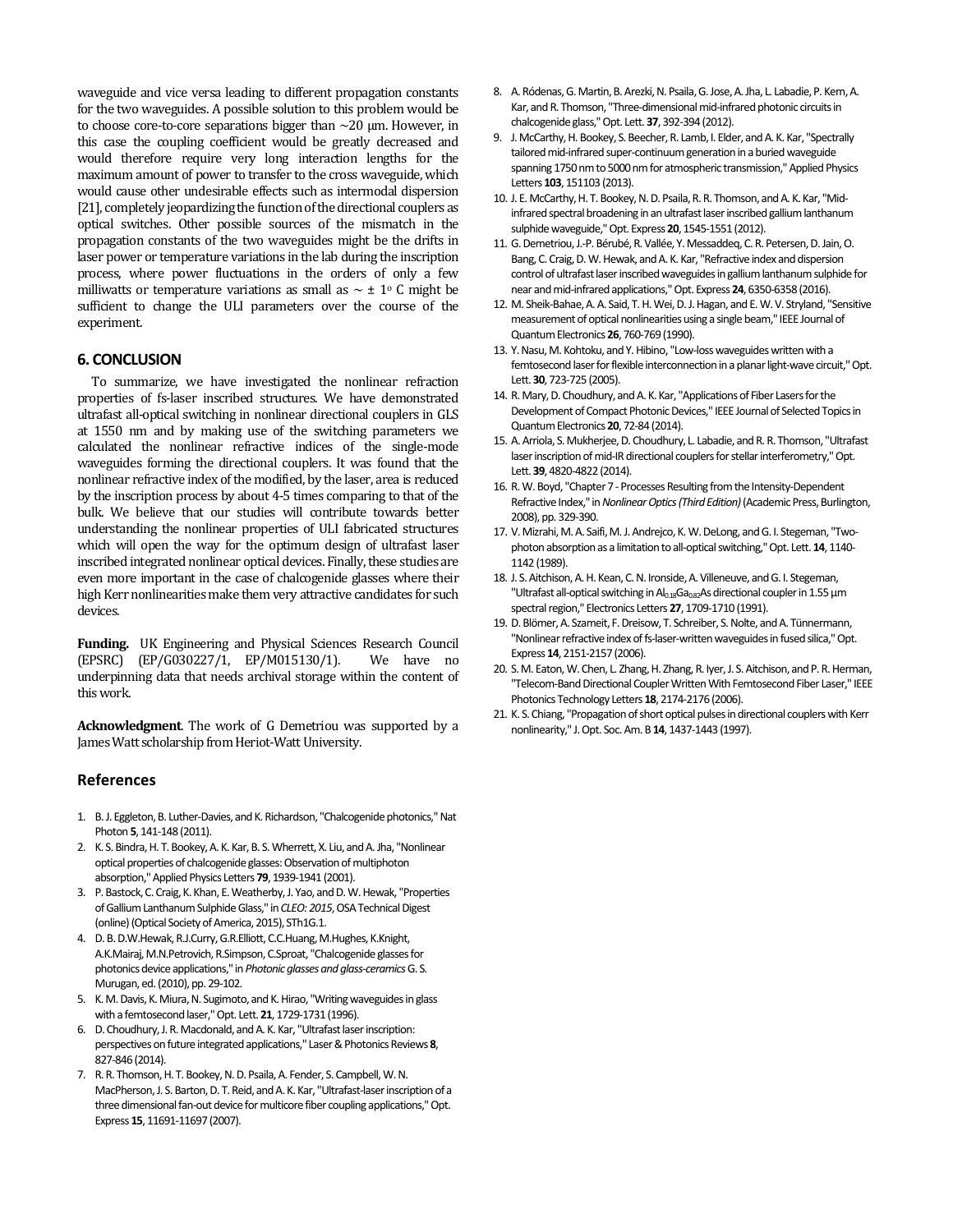waveguide and vice versa leading to different propagation constants for the two waveguides. A possible solution to this problem would be to choose core-to-core separations bigger than ~20 μm. However, in this case the coupling coefficient would be greatly decreased and would therefore require very long interaction lengths for the maximum amount of power to transfer to the cross waveguide, which would cause other undesirable effects such as intermodal dispersion [21], completely jeopardizing the function of the directional couplers as optical switches. Other possible sources of the mismatch in the propagation constants of the two waveguides might be the drifts in laser power or temperature variations in the lab during the inscription process, where power fluctuations in the orders of only a few milliwatts or temperature variations as small as ~ ± 1° C might be sufficient to change the ULI parameters over the course of the experiment.

## 6. CONCLUSION

To summarize, we have investigated the nonlinear refraction properties of fs-laser inscribed structures. We have demonstrated ultrafast all-optical switching in nonlinear directional couplers in GLS at 1550 nm and by making use of the switching parameters we calculated the nonlinear refractive indices of the single-mode waveguides forming the directional couplers. It was found that the nonlinear refractive index of the modified, by the laser, area is reduced by the inscription process by about 4-5 times comparing to that of the bulk. We believe that our studies will contribute towards better understanding the nonlinear properties of ULI fabricated structures which will open the way for the optimum design of ultrafast laser inscribed integrated nonlinear optical devices. Finally, these studies are even more important in the case of chalcogenide glasses where their high Kerr nonlinearities make them very attractive candidates for such devices.

**Funding.** UK Engineering and Physical Sciences Research Council (EPSRC) (EP/G030227/1, EP/M015130/1). We have no underpinning data that needs archival storage within the content of this work.

**Acknowledgment**. The work of G Demetriou was supported by a James Watt scholarship from Heriot-Watt University.

## References

1. B. J. Eggleton, B. Luther-Davies, and K. Richardson, "Chalcogenide photonics," Nat Photon **5**, 141-148 (2011).
2. K. S. Bindra, H. T. Bookey, A. K. Kar, B. S. Wherrett, X. Liu, and A. Jha, "Nonlinear optical properties of chalcogenide glasses: Observation of multiphoton absorption," Applied Physics Letters **79**, 1939-1941 (2001).
3. P. Bastock, C. Craig, K. Khan, E. Weatherby, J. Yao, and D. W. Hewak, "Properties of Gallium Lanthanum Sulphide Glass," in *CLEO: 2015*, OSA Technical Digest (online) (Optical Society of America, 2015), STh1G.1.
4. D. B. D.W.Hewak, R.J.Curry, G.R.Elliott, C.C.Huang, M.Hughes, K.Knight, A.K.Mairaj, M.N.Petrovich, R.Simpson, C.Sproat, "Chalcogenide glasses for photonics device applications," in *Photonic glasses and glass-ceramics* G. S. Murugan, ed. (2010), pp. 29-102.
5. K. M. Davis, K. Miura, N. Sugimoto, and K. Hirao, "Writing waveguides in glass with a femtosecond laser," Opt. Lett. **21**, 1729-1731 (1996).
6. D. Choudhury, J. R. Macdonald, and A. K. Kar, "Ultrafast laser inscription: perspectives on future integrated applications," Laser & Photonics Reviews **8**, 827-846 (2014).
7. R. R. Thomson, H. T. Bookey, N. D. Psaila, A. Fender, S. Campbell, W. N. MacPherson, J. S. Barton, D. T. Reid, and A. K. Kar, "Ultrafast-laser inscription of a three dimensional fan-out device for multicore fiber coupling applications," Opt. Express **15**, 11691-11697 (2007).
8. A. Ródenas, G. Martin, B. Arezki, N. Psaila, G. Jose, A. Jha, L. Labadie, P. Kern, A. Kar, and R. Thomson, "Three-dimensional mid-infrared photonic circuits in chalcogenide glass," Opt. Lett. **37**, 392-394 (2012).
9. J. McCarthy, H. Bookey, S. Beecher, R. Lamb, I. Elder, and A. K. Kar, "Spectrally tailored mid-infrared super-continuum generation in a buried waveguide spanning 1750 nm to 5000 nm for atmospheric transmission," Applied Physics Letters **103**, 151103 (2013).
10. J. E. McCarthy, H. T. Bookey, N. D. Psaila, R. R. Thomson, and A. K. Kar, "Mid-infrared spectral broadening in an ultrafast laser inscribed gallium lanthanum sulphide waveguide," Opt. Express **20**, 1545-1551 (2012).
11. G. Demetriou, J.-P. Bérubé, R. Vallée, Y. Messaddeq, C. R. Petersen, D. Jain, O. Bang, C. Craig, D. W. Hewak, and A. K. Kar, "Refractive index and dispersion control of ultrafast laser inscribed waveguides in gallium lanthanum sulphide for near and mid-infrared applications," Opt. Express **24**, 6350-6358 (2016).
12. M. Sheik-Bahae, A. A. Said, T. H. Wei, D. J. Hagan, and E. W. V. Stryland, "Sensitive measurement of optical nonlinearities using a single beam," IEEE Journal of Quantum Electronics **26**, 760-769 (1990).
13. Y. Nasu, M. Kohtoku, and Y. Hibino, "Low-loss waveguides written with a femtosecond laser for flexible interconnection in a planar light-wave circuit," Opt. Lett. **30**, 723-725 (2005).
14. R. Mary, D. Choudhury, and A. K. Kar, "Applications of Fiber Lasers for the Development of Compact Photonic Devices," IEEE Journal of Selected Topics in Quantum Electronics **20**, 72-84 (2014).
15. A. Arriola, S. Mukherjee, D. Choudhury, L. Labadie, and R. R. Thomson, "Ultrafast laser inscription of mid-IR directional couplers for stellar interferometry," Opt. Lett. **39**, 4820-4822 (2014).
16. R. W. Boyd, "Chapter 7 - Processes Resulting from the Intensity-Dependent Refractive Index," in *Nonlinear Optics (Third Edition)* (Academic Press, Burlington, 2008), pp. 329-390.
17. V. Mizrahi, M. A. Saifi, M. J. Andrejco, K. W. DeLong, and G. I. Stegeman, "Two-photon absorption as a limitation to all-optical switching," Opt. Lett. **14**, 1140-1142 (1989).
18. J. S. Aitchison, A. H. Kean, C. N. Ironside, A. Villeneuve, and G. I. Stegeman, "Ultrafast all-optical switching in $Al_{0.18}Ga_{0.82}As$ directional coupler in 1.55 μm spectral region," Electronics Letters **27**, 1709-1710 (1991).
19. D. Blömer, A. Szameit, F. Dreisow, T. Schreiber, S. Nolte, and A. Tünnermann, "Nonlinear refractive index of fs-laser-written waveguides in fused silica," Opt. Express **14**, 2151-2157 (2006).
20. S. M. Eaton, W. Chen, L. Zhang, H. Zhang, R. Iyer, J. S. Aitchison, and P. R. Herman, "Telecom-Band Directional Coupler Written With Femtosecond Fiber Laser," IEEE Photonics Technology Letters **18**, 2174-2176 (2006).
21. K. S. Chiang, "Propagation of short optical pulses in directional couplers with Kerr nonlinearity," J. Opt. Soc. Am. B **14**, 1437-1443 (1997).